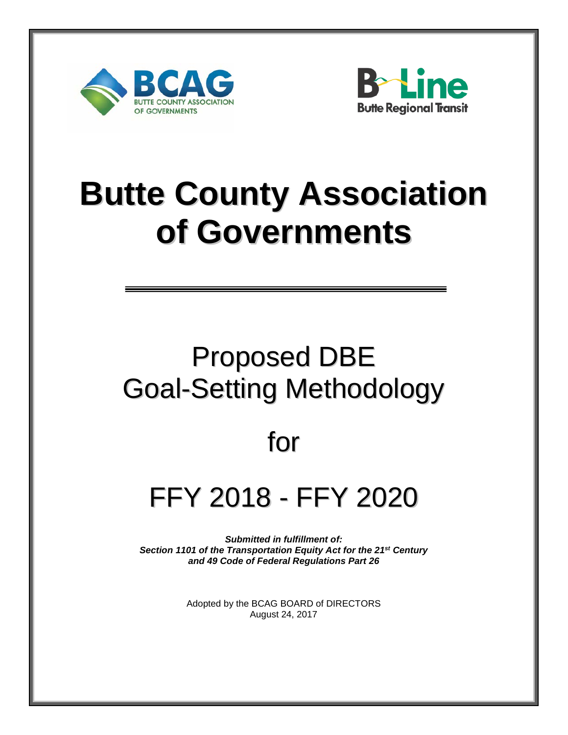BCAG
BUTTE COUNTY ASSOCIATION OF GOVERNMENTS

B-Line
Butte Regional Transit

# Butte County Association of Governments

## Proposed DBE Goal-Setting Methodology

## for

## FFY 2018 - FFY 2020

***Submitted in fulfillment of:***
***Section 1101 of the Transportation Equity Act for the 21st Century***
***and 49 Code of Federal Regulations Part 26***

Adopted by the BCAG BOARD of DIRECTORS
August 24, 2017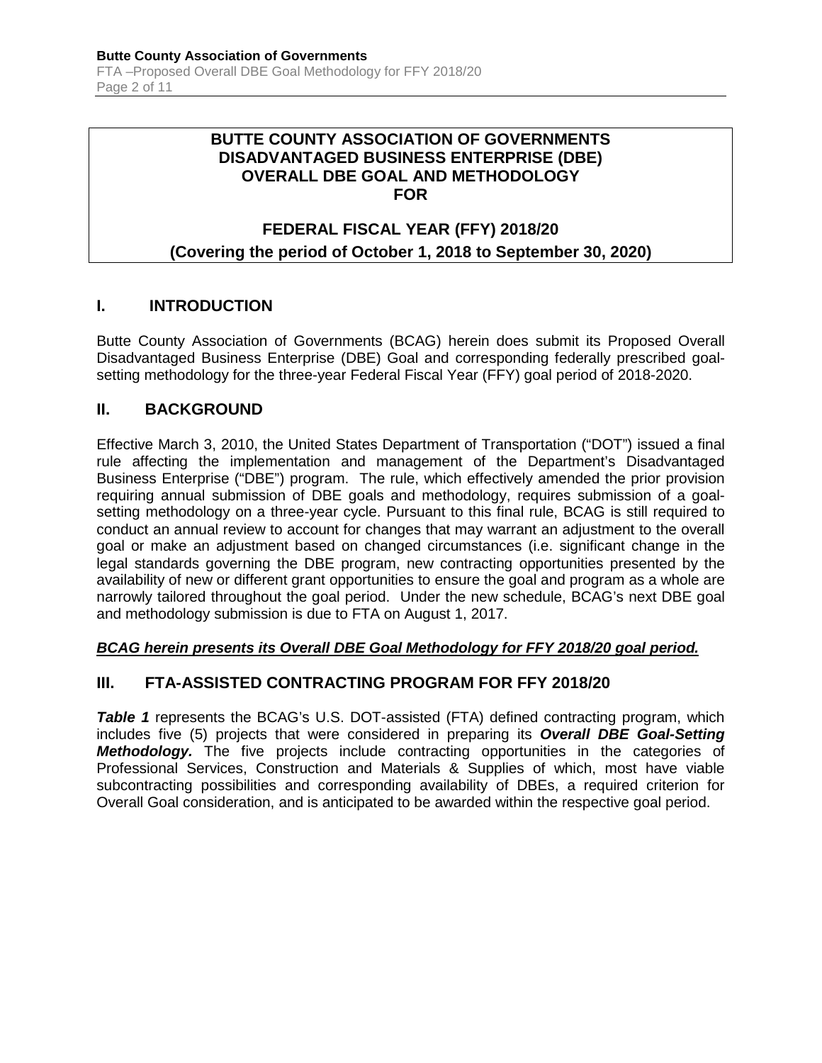**BUTTE COUNTY ASSOCIATION OF GOVERNMENTS**
**DISADVANTAGED BUSINESS ENTERPRISE (DBE)**
**OVERALL DBE GOAL AND METHODOLOGY**
**FOR**

**FEDERAL FISCAL YEAR (FFY) 2018/20**
**(Covering the period of October 1, 2018 to September 30, 2020)**

## I. INTRODUCTION

Butte County Association of Governments (BCAG) herein does submit its Proposed Overall Disadvantaged Business Enterprise (DBE) Goal and corresponding federally prescribed goal-setting methodology for the three-year Federal Fiscal Year (FFY) goal period of 2018-2020.

## II. BACKGROUND

Effective March 3, 2010, the United States Department of Transportation ("DOT") issued a final rule affecting the implementation and management of the Department's Disadvantaged Business Enterprise ("DBE") program. The rule, which effectively amended the prior provision requiring annual submission of DBE goals and methodology, requires submission of a goal-setting methodology on a three-year cycle. Pursuant to this final rule, BCAG is still required to conduct an annual review to account for changes that may warrant an adjustment to the overall goal or make an adjustment based on changed circumstances (i.e. significant change in the legal standards governing the DBE program, new contracting opportunities presented by the availability of new or different grant opportunities to ensure the goal and program as a whole are narrowly tailored throughout the goal period. Under the new schedule, BCAG's next DBE goal and methodology submission is due to FTA on August 1, 2017.

***BCAG herein presents its Overall DBE Goal Methodology for FFY 2018/20 goal period.***

## III. FTA-ASSISTED CONTRACTING PROGRAM FOR FFY 2018/20

***Table 1*** represents the BCAG's U.S. DOT-assisted (FTA) defined contracting program, which includes five (5) projects that were considered in preparing its ***Overall DBE Goal-Setting Methodology.*** The five projects include contracting opportunities in the categories of Professional Services, Construction and Materials & Supplies of which, most have viable subcontracting possibilities and corresponding availability of DBEs, a required criterion for Overall Goal consideration, and is anticipated to be awarded within the respective goal period.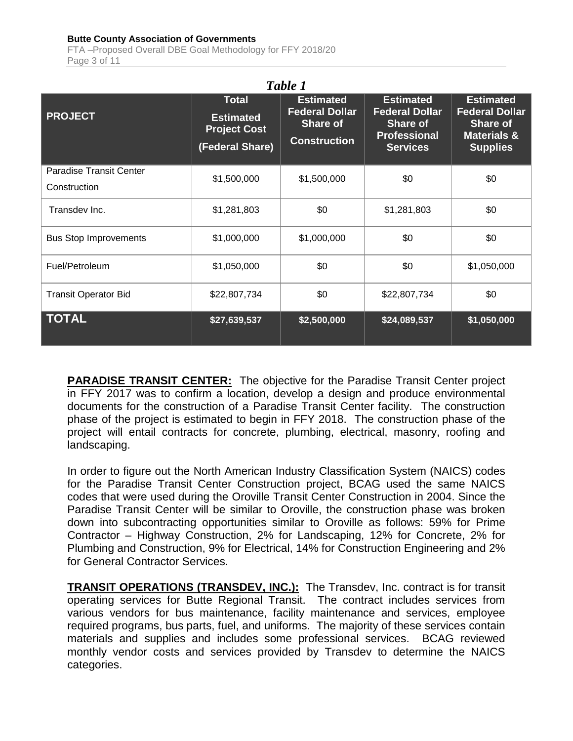*Table 1*

| PROJECT | Total Estimated Project Cost (Federal Share) | Estimated Federal Dollar Share of Construction | Estimated Federal Dollar Share of Professional Services | Estimated Federal Dollar Share of Materials & Supplies |
|---|---|---|---|---|
| Paradise Transit Center Construction | $1,500,000 | $1,500,000 | $0 | $0 |
| Transdev Inc. | $1,281,803 | $0 | $1,281,803 | $0 |
| Bus Stop Improvements | $1,000,000 | $1,000,000 | $0 | $0 |
| Fuel/Petroleum | $1,050,000 | $0 | $0 | $1,050,000 |
| Transit Operator Bid | $22,807,734 | $0 | $22,807,734 | $0 |
| **TOTAL** | **$27,639,537** | **$2,500,000** | **$24,089,537** | **$1,050,000** |

**PARADISE TRANSIT CENTER:** The objective for the Paradise Transit Center project in FFY 2017 was to confirm a location, develop a design and produce environmental documents for the construction of a Paradise Transit Center facility. The construction phase of the project is estimated to begin in FFY 2018. The construction phase of the project will entail contracts for concrete, plumbing, electrical, masonry, roofing and landscaping.

In order to figure out the North American Industry Classification System (NAICS) codes for the Paradise Transit Center Construction project, BCAG used the same NAICS codes that were used during the Oroville Transit Center Construction in 2004. Since the Paradise Transit Center will be similar to Oroville, the construction phase was broken down into subcontracting opportunities similar to Oroville as follows: 59% for Prime Contractor – Highway Construction, 2% for Landscaping, 12% for Concrete, 2% for Plumbing and Construction, 9% for Electrical, 14% for Construction Engineering and 2% for General Contractor Services.

**TRANSIT OPERATIONS (TRANSDEV, INC.):** The Transdev, Inc. contract is for transit operating services for Butte Regional Transit. The contract includes services from various vendors for bus maintenance, facility maintenance and services, employee required programs, bus parts, fuel, and uniforms. The majority of these services contain materials and supplies and includes some professional services. BCAG reviewed monthly vendor costs and services provided by Transdev to determine the NAICS categories.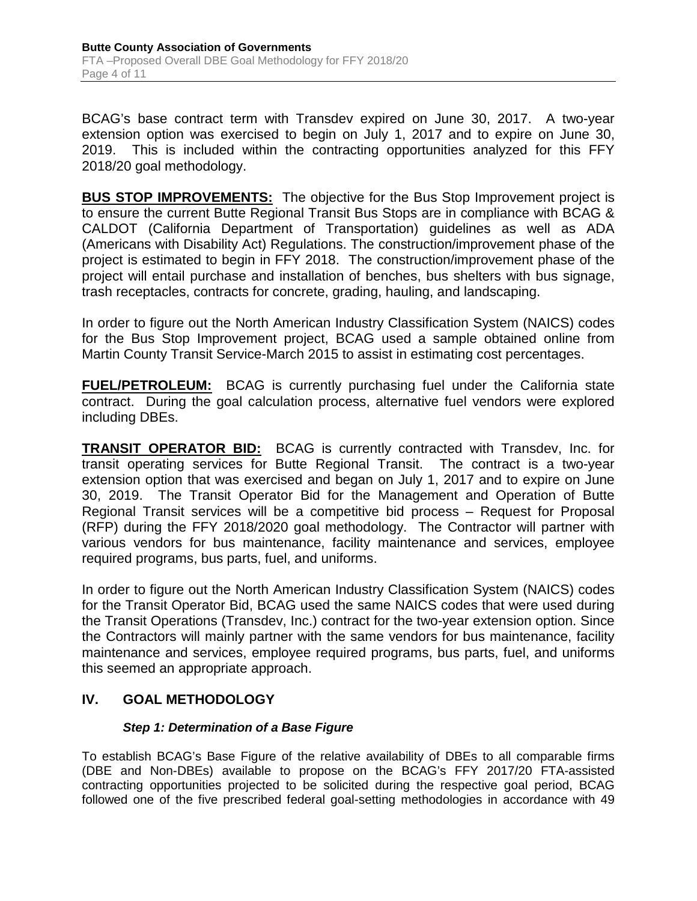BCAG's base contract term with Transdev expired on June 30, 2017. A two-year extension option was exercised to begin on July 1, 2017 and to expire on June 30, 2019. This is included within the contracting opportunities analyzed for this FFY 2018/20 goal methodology.

**BUS STOP IMPROVEMENTS:** The objective for the Bus Stop Improvement project is to ensure the current Butte Regional Transit Bus Stops are in compliance with BCAG & CALDOT (California Department of Transportation) guidelines as well as ADA (Americans with Disability Act) Regulations. The construction/improvement phase of the project is estimated to begin in FFY 2018. The construction/improvement phase of the project will entail purchase and installation of benches, bus shelters with bus signage, trash receptacles, contracts for concrete, grading, hauling, and landscaping.

In order to figure out the North American Industry Classification System (NAICS) codes for the Bus Stop Improvement project, BCAG used a sample obtained online from Martin County Transit Service-March 2015 to assist in estimating cost percentages.

**FUEL/PETROLEUM:** BCAG is currently purchasing fuel under the California state contract. During the goal calculation process, alternative fuel vendors were explored including DBEs.

**TRANSIT OPERATOR BID:** BCAG is currently contracted with Transdev, Inc. for transit operating services for Butte Regional Transit. The contract is a two-year extension option that was exercised and began on July 1, 2017 and to expire on June 30, 2019. The Transit Operator Bid for the Management and Operation of Butte Regional Transit services will be a competitive bid process – Request for Proposal (RFP) during the FFY 2018/2020 goal methodology. The Contractor will partner with various vendors for bus maintenance, facility maintenance and services, employee required programs, bus parts, fuel, and uniforms.

In order to figure out the North American Industry Classification System (NAICS) codes for the Transit Operator Bid, BCAG used the same NAICS codes that were used during the Transit Operations (Transdev, Inc.) contract for the two-year extension option. Since the Contractors will mainly partner with the same vendors for bus maintenance, facility maintenance and services, employee required programs, bus parts, fuel, and uniforms this seemed an appropriate approach.

## IV. GOAL METHODOLOGY

### *Step 1: Determination of a Base Figure*

To establish BCAG's Base Figure of the relative availability of DBEs to all comparable firms (DBE and Non-DBEs) available to propose on the BCAG's FFY 2017/20 FTA-assisted contracting opportunities projected to be solicited during the respective goal period, BCAG followed one of the five prescribed federal goal-setting methodologies in accordance with 49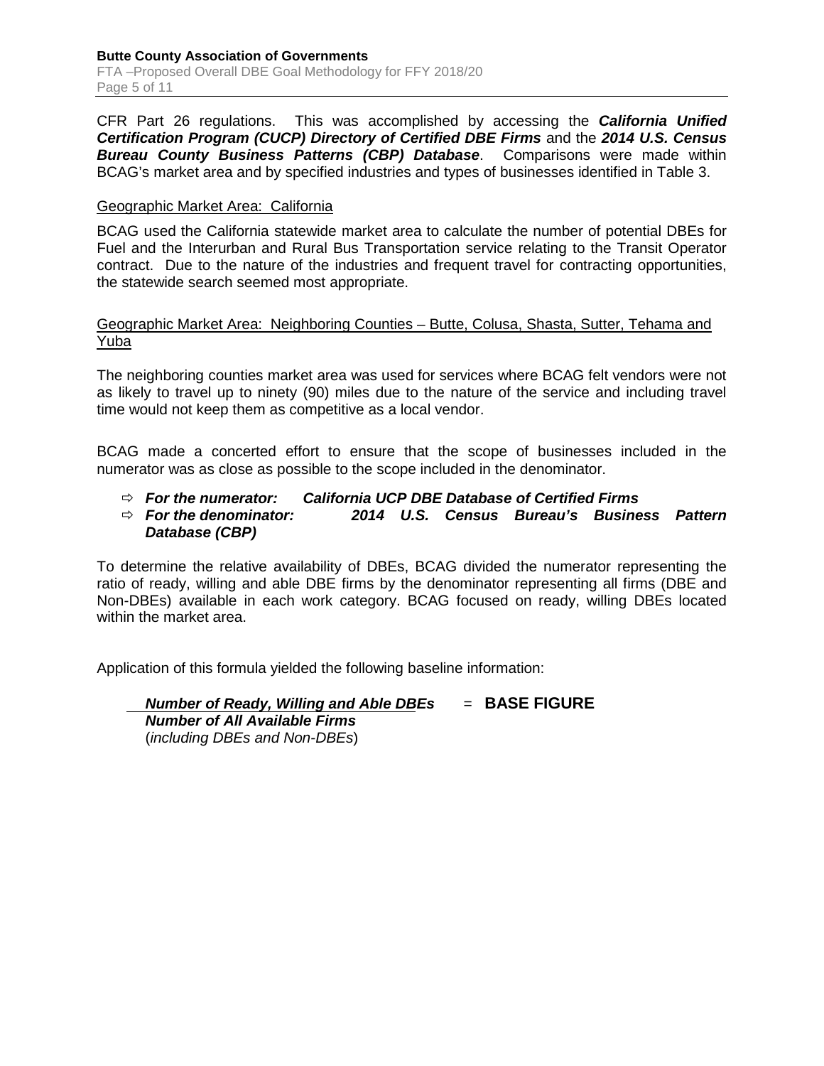CFR Part 26 regulations. This was accomplished by accessing the ***California Unified Certification Program (CUCP) Directory of Certified DBE Firms*** and the ***2014 U.S. Census Bureau County Business Patterns (CBP) Database***. Comparisons were made within BCAG's market area and by specified industries and types of businesses identified in Table 3.

<u>Geographic Market Area: California</u>

BCAG used the California statewide market area to calculate the number of potential DBEs for Fuel and the Interurban and Rural Bus Transportation service relating to the Transit Operator contract. Due to the nature of the industries and frequent travel for contracting opportunities, the statewide search seemed most appropriate.

<u>Geographic Market Area: Neighboring Counties – Butte, Colusa, Shasta, Sutter, Tehama and Yuba</u>

The neighboring counties market area was used for services where BCAG felt vendors were not as likely to travel up to ninety (90) miles due to the nature of the service and including travel time would not keep them as competitive as a local vendor.

BCAG made a concerted effort to ensure that the scope of businesses included in the numerator was as close as possible to the scope included in the denominator.

- ***For the numerator: California UCP DBE Database of Certified Firms***
- ***For the denominator: 2014 U.S. Census Bureau's Business Pattern Database (CBP)***

To determine the relative availability of DBEs, BCAG divided the numerator representing the ratio of ready, willing and able DBE firms by the denominator representing all firms (DBE and Non-DBEs) available in each work category. BCAG focused on ready, willing DBEs located within the market area.

Application of this formula yielded the following baseline information:

$$\frac{\textit{Number of Ready, Willing and Able DBEs}}{\textit{Number of All Available Firms (including DBEs and Non-DBEs)}} = \textbf{BASE FIGURE}$$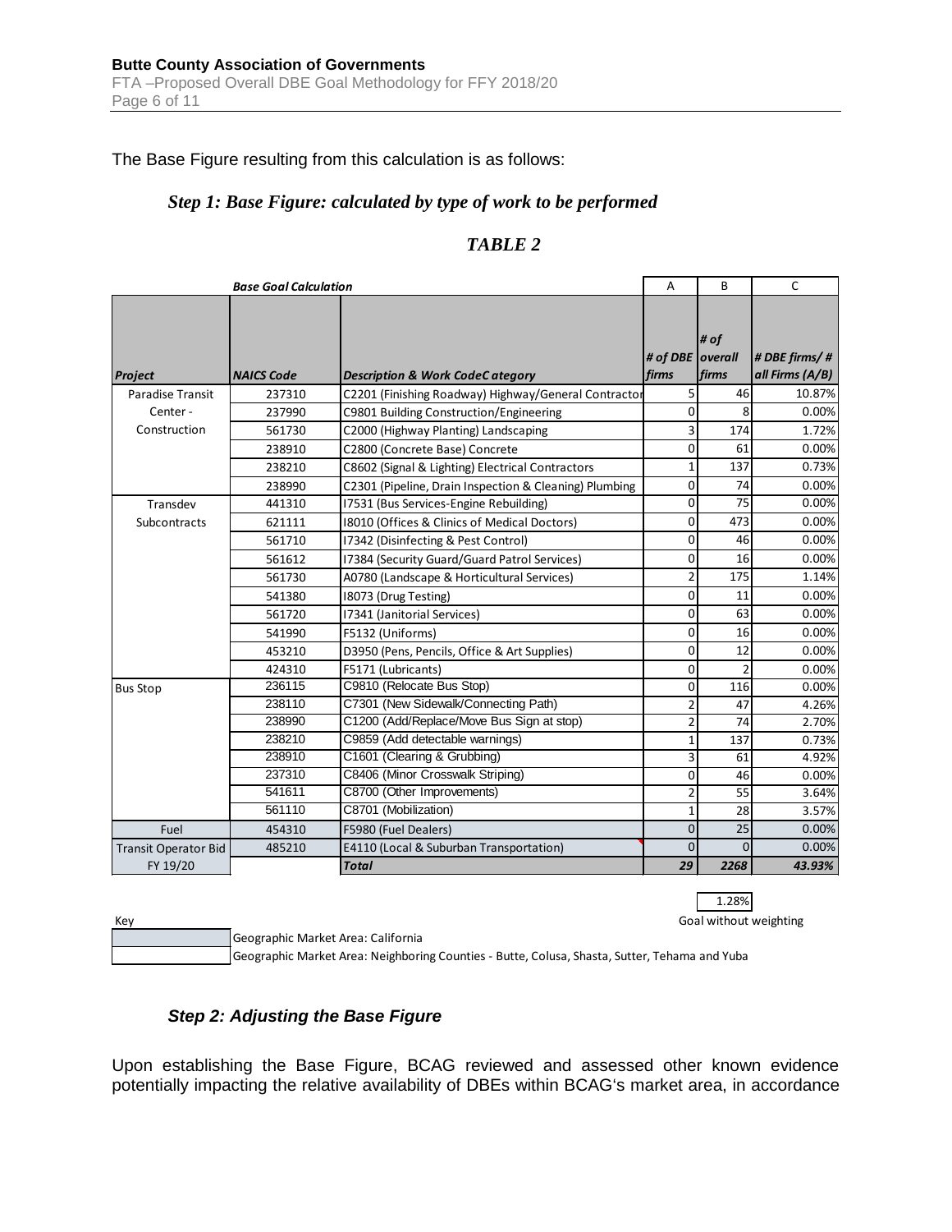The Base Figure resulting from this calculation is as follows:

### *Step 1: Base Figure: calculated by type of work to be performed*

### *TABLE 2*

| *Base Goal Calculation* | | | A | B | C |
|---|---|---|---|---|---|
| ***Project*** | ***NAICS Code*** | ***Description & Work CodeC ategory*** | ***# of DBE firms*** | ***# of overall firms*** | ***# DBE firms/ # all Firms (A/B)*** |
| Paradise Transit Center - Construction | 237310 | C2201 (Finishing Roadway) Highway/General Contractor | 5 | 46 | 10.87% |
| | 237990 | C9801 Building Construction/Engineering | 0 | 8 | 0.00% |
| | 561730 | C2000 (Highway Planting) Landscaping | 3 | 174 | 1.72% |
| | 238910 | C2800 (Concrete Base) Concrete | 0 | 61 | 0.00% |
| | 238210 | C8602 (Signal & Lighting) Electrical Contractors | 1 | 137 | 0.73% |
| | 238990 | C2301 (Pipeline, Drain Inspection & Cleaning) Plumbing | 0 | 74 | 0.00% |
| Transdev Subcontracts | 441310 | I7531 (Bus Services-Engine Rebuilding) | 0 | 75 | 0.00% |
| | 621111 | I8010 (Offices & Clinics of Medical Doctors) | 0 | 473 | 0.00% |
| | 561710 | I7342 (Disinfecting & Pest Control) | 0 | 46 | 0.00% |
| | 561612 | I7384 (Security Guard/Guard Patrol Services) | 0 | 16 | 0.00% |
| | 561730 | A0780 (Landscape & Horticultural Services) | 2 | 175 | 1.14% |
| | 541380 | I8073 (Drug Testing) | 0 | 11 | 0.00% |
| | 561720 | I7341 (Janitorial Services) | 0 | 63 | 0.00% |
| | 541990 | F5132 (Uniforms) | 0 | 16 | 0.00% |
| | 453210 | D3950 (Pens, Pencils, Office & Art Supplies) | 0 | 12 | 0.00% |
| | 424310 | F5171 (Lubricants) | 0 | 2 | 0.00% |
| Bus Stop | 236115 | C9810 (Relocate Bus Stop) | 0 | 116 | 0.00% |
| | 238110 | C7301 (New Sidewalk/Connecting Path) | 2 | 47 | 4.26% |
| | 238990 | C1200 (Add/Replace/Move Bus Sign at stop) | 2 | 74 | 2.70% |
| | 238210 | C9859 (Add detectable warnings) | 1 | 137 | 0.73% |
| | 238910 | C1601 (Clearing & Grubbing) | 3 | 61 | 4.92% |
| | 237310 | C8406 (Minor Crosswalk Striping) | 0 | 46 | 0.00% |
| | 541611 | C8700 (Other Improvements) | 2 | 55 | 3.64% |
| | 561110 | C8701 (Mobilization) | 1 | 28 | 3.57% |
| Fuel | 454310 | F5980 (Fuel Dealers) | 0 | 25 | 0.00% |
| Transit Operator Bid FY 19/20 | 485210 | E4110 (Local & Suburban Transportation) | 0 | 0 | 0.00% |
| | | ***Total*** | ***29*** | ***2268*** | ***43.93%*** |

1.28%
Goal without weighting

Key

| | |
|---|---|
| (shaded) | Geographic Market Area: California |
| (unshaded) | Geographic Market Area: Neighboring Counties - Butte, Colusa, Shasta, Sutter, Tehama and Yuba |

### *Step 2: Adjusting the Base Figure*

Upon establishing the Base Figure, BCAG reviewed and assessed other known evidence potentially impacting the relative availability of DBEs within BCAG's market area, in accordance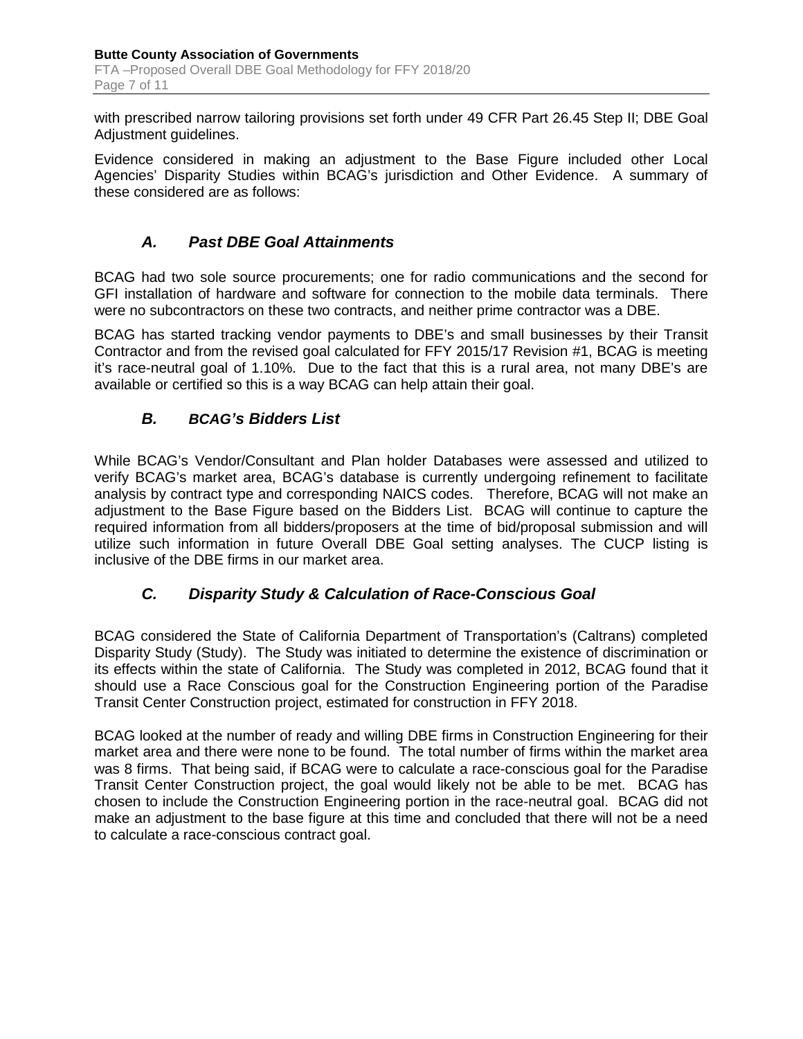with prescribed narrow tailoring provisions set forth under 49 CFR Part 26.45 Step II; DBE Goal Adjustment guidelines.

Evidence considered in making an adjustment to the Base Figure included other Local Agencies' Disparity Studies within BCAG's jurisdiction and Other Evidence. A summary of these considered are as follows:

### *A. Past DBE Goal Attainments*

BCAG had two sole source procurements; one for radio communications and the second for GFI installation of hardware and software for connection to the mobile data terminals. There were no subcontractors on these two contracts, and neither prime contractor was a DBE.

BCAG has started tracking vendor payments to DBE's and small businesses by their Transit Contractor and from the revised goal calculated for FFY 2015/17 Revision #1, BCAG is meeting it's race-neutral goal of 1.10%. Due to the fact that this is a rural area, not many DBE's are available or certified so this is a way BCAG can help attain their goal.

### *B. BCAG's Bidders List*

While BCAG's Vendor/Consultant and Plan holder Databases were assessed and utilized to verify BCAG's market area, BCAG's database is currently undergoing refinement to facilitate analysis by contract type and corresponding NAICS codes. Therefore, BCAG will not make an adjustment to the Base Figure based on the Bidders List. BCAG will continue to capture the required information from all bidders/proposers at the time of bid/proposal submission and will utilize such information in future Overall DBE Goal setting analyses. The CUCP listing is inclusive of the DBE firms in our market area.

### *C. Disparity Study & Calculation of Race-Conscious Goal*

BCAG considered the State of California Department of Transportation's (Caltrans) completed Disparity Study (Study). The Study was initiated to determine the existence of discrimination or its effects within the state of California. The Study was completed in 2012, BCAG found that it should use a Race Conscious goal for the Construction Engineering portion of the Paradise Transit Center Construction project, estimated for construction in FFY 2018.

BCAG looked at the number of ready and willing DBE firms in Construction Engineering for their market area and there were none to be found. The total number of firms within the market area was 8 firms. That being said, if BCAG were to calculate a race-conscious goal for the Paradise Transit Center Construction project, the goal would likely not be able to be met. BCAG has chosen to include the Construction Engineering portion in the race-neutral goal. BCAG did not make an adjustment to the base figure at this time and concluded that there will not be a need to calculate a race-conscious contract goal.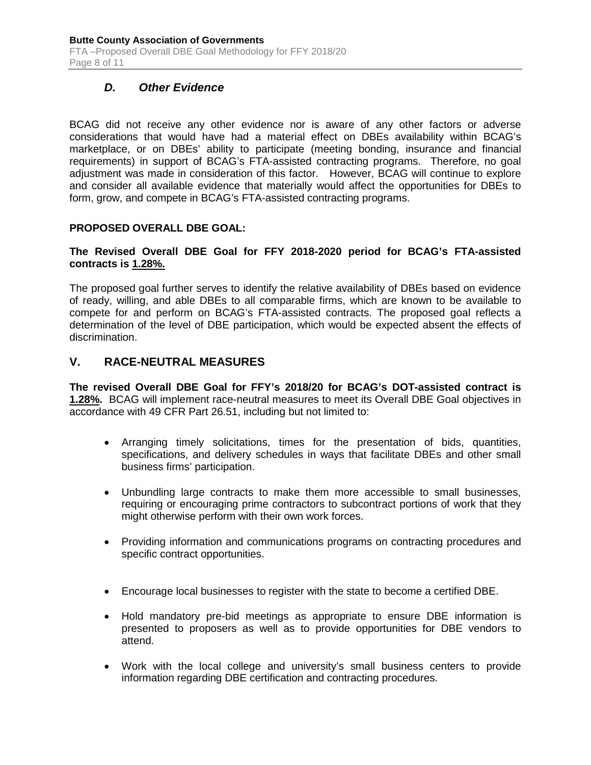### *D. Other Evidence*

BCAG did not receive any other evidence nor is aware of any other factors or adverse considerations that would have had a material effect on DBEs availability within BCAG's marketplace, or on DBEs' ability to participate (meeting bonding, insurance and financial requirements) in support of BCAG's FTA-assisted contracting programs. Therefore, no goal adjustment was made in consideration of this factor. However, BCAG will continue to explore and consider all available evidence that materially would affect the opportunities for DBEs to form, grow, and compete in BCAG's FTA-assisted contracting programs.

**PROPOSED OVERALL DBE GOAL:**

**The Revised Overall DBE Goal for FFY 2018-2020 period for BCAG's FTA-assisted contracts is <u>1.28%.</u>**

The proposed goal further serves to identify the relative availability of DBEs based on evidence of ready, willing, and able DBEs to all comparable firms, which are known to be available to compete for and perform on BCAG's FTA-assisted contracts. The proposed goal reflects a determination of the level of DBE participation, which would be expected absent the effects of discrimination.

## V. RACE-NEUTRAL MEASURES

**The revised Overall DBE Goal for FFY's 2018/20 for BCAG's DOT-assisted contract is <u>1.28%</u>.** BCAG will implement race-neutral measures to meet its Overall DBE Goal objectives in accordance with 49 CFR Part 26.51, including but not limited to:

- Arranging timely solicitations, times for the presentation of bids, quantities, specifications, and delivery schedules in ways that facilitate DBEs and other small business firms' participation.
- Unbundling large contracts to make them more accessible to small businesses, requiring or encouraging prime contractors to subcontract portions of work that they might otherwise perform with their own work forces.
- Providing information and communications programs on contracting procedures and specific contract opportunities.
- Encourage local businesses to register with the state to become a certified DBE.
- Hold mandatory pre-bid meetings as appropriate to ensure DBE information is presented to proposers as well as to provide opportunities for DBE vendors to attend.
- Work with the local college and university's small business centers to provide information regarding DBE certification and contracting procedures.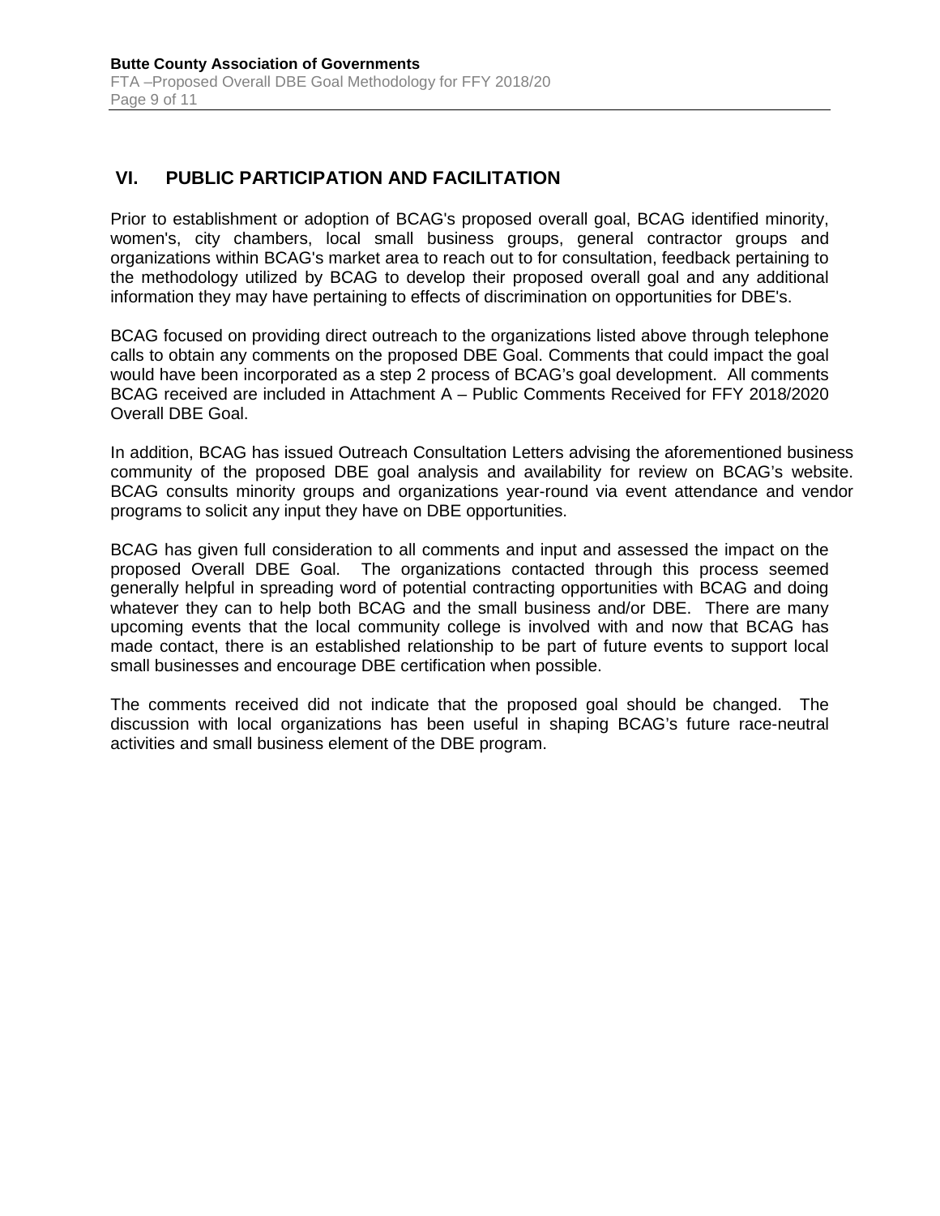## VI. PUBLIC PARTICIPATION AND FACILITATION

Prior to establishment or adoption of BCAG's proposed overall goal, BCAG identified minority, women's, city chambers, local small business groups, general contractor groups and organizations within BCAG's market area to reach out to for consultation, feedback pertaining to the methodology utilized by BCAG to develop their proposed overall goal and any additional information they may have pertaining to effects of discrimination on opportunities for DBE's.

BCAG focused on providing direct outreach to the organizations listed above through telephone calls to obtain any comments on the proposed DBE Goal. Comments that could impact the goal would have been incorporated as a step 2 process of BCAG's goal development. All comments BCAG received are included in Attachment A – Public Comments Received for FFY 2018/2020 Overall DBE Goal.

In addition, BCAG has issued Outreach Consultation Letters advising the aforementioned business community of the proposed DBE goal analysis and availability for review on BCAG's website. BCAG consults minority groups and organizations year-round via event attendance and vendor programs to solicit any input they have on DBE opportunities.

BCAG has given full consideration to all comments and input and assessed the impact on the proposed Overall DBE Goal. The organizations contacted through this process seemed generally helpful in spreading word of potential contracting opportunities with BCAG and doing whatever they can to help both BCAG and the small business and/or DBE. There are many upcoming events that the local community college is involved with and now that BCAG has made contact, there is an established relationship to be part of future events to support local small businesses and encourage DBE certification when possible.

The comments received did not indicate that the proposed goal should be changed. The discussion with local organizations has been useful in shaping BCAG's future race-neutral activities and small business element of the DBE program.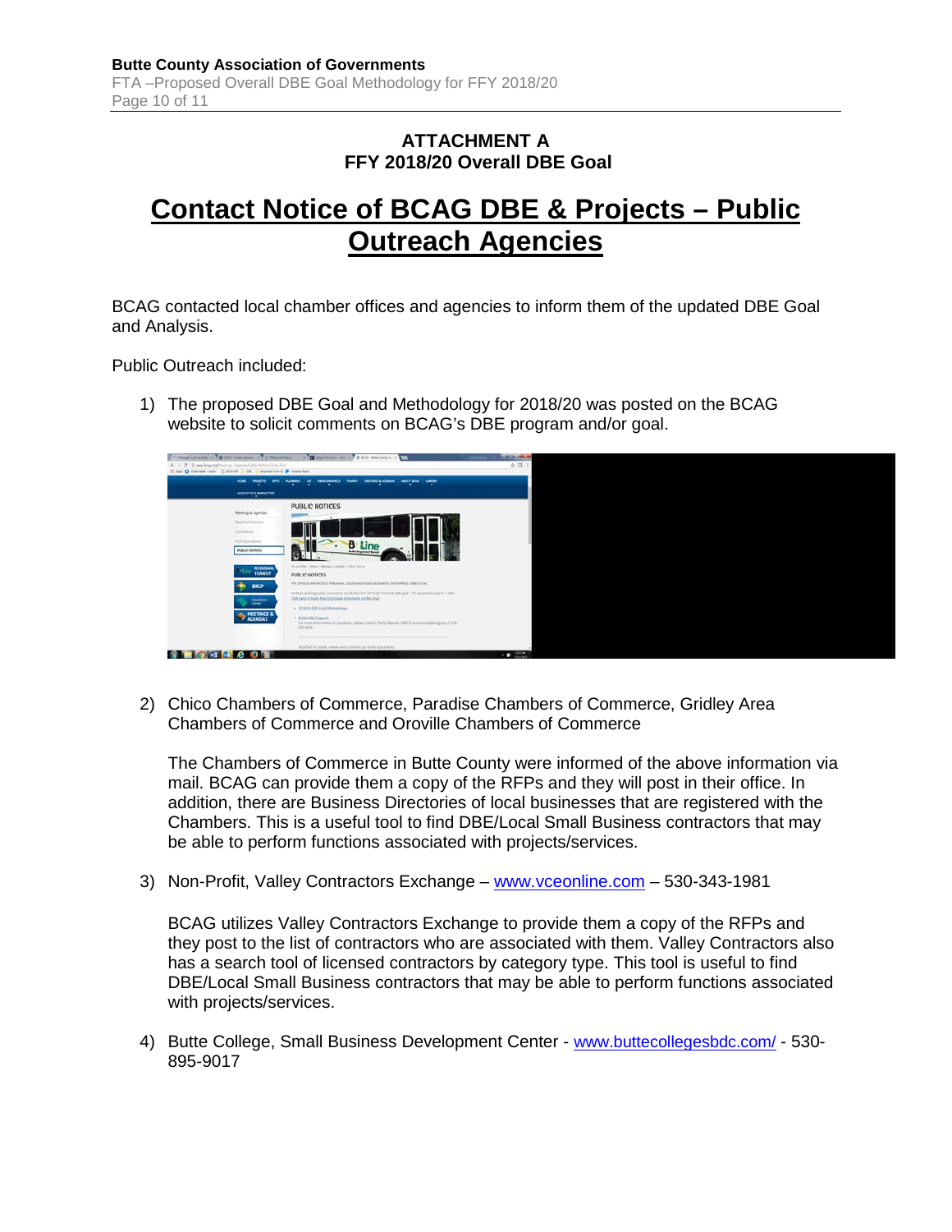**ATTACHMENT A**
**FFY 2018/20 Overall DBE Goal**

# Contact Notice of BCAG DBE & Projects – Public Outreach Agencies

BCAG contacted local chamber offices and agencies to inform them of the updated DBE Goal and Analysis.

Public Outreach included:

1) The proposed DBE Goal and Methodology for 2018/20 was posted on the BCAG website to solicit comments on BCAG's DBE program and/or goal.

2) Chico Chambers of Commerce, Paradise Chambers of Commerce, Gridley Area Chambers of Commerce and Oroville Chambers of Commerce

   The Chambers of Commerce in Butte County were informed of the above information via mail. BCAG can provide them a copy of the RFPs and they will post in their office. In addition, there are Business Directories of local businesses that are registered with the Chambers. This is a useful tool to find DBE/Local Small Business contractors that may be able to perform functions associated with projects/services.

3) Non-Profit, Valley Contractors Exchange – www.vceonline.com – 530-343-1981

   BCAG utilizes Valley Contractors Exchange to provide them a copy of the RFPs and they post to the list of contractors who are associated with them. Valley Contractors also has a search tool of licensed contractors by category type. This tool is useful to find DBE/Local Small Business contractors that may be able to perform functions associated with projects/services.

4) Butte College, Small Business Development Center - www.buttecollegesbdc.com/ - 530-895-9017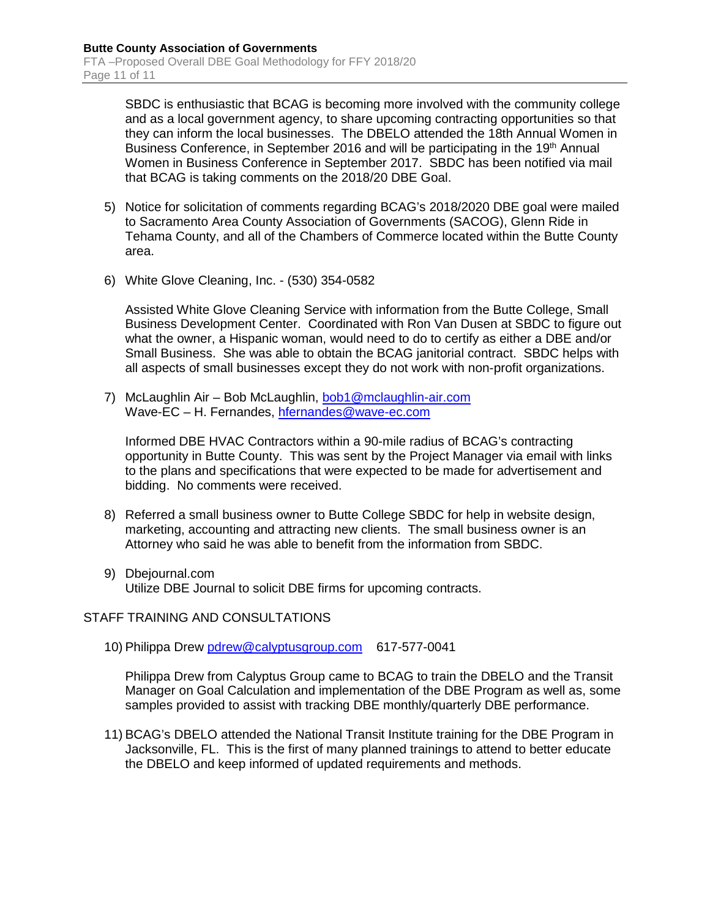SBDC is enthusiastic that BCAG is becoming more involved with the community college and as a local government agency, to share upcoming contracting opportunities so that they can inform the local businesses. The DBELO attended the 18th Annual Women in Business Conference, in September 2016 and will be participating in the 19th Annual Women in Business Conference in September 2017. SBDC has been notified via mail that BCAG is taking comments on the 2018/20 DBE Goal.

5) Notice for solicitation of comments regarding BCAG's 2018/2020 DBE goal were mailed to Sacramento Area County Association of Governments (SACOG), Glenn Ride in Tehama County, and all of the Chambers of Commerce located within the Butte County area.

6) White Glove Cleaning, Inc. - (530) 354-0582

   Assisted White Glove Cleaning Service with information from the Butte College, Small Business Development Center. Coordinated with Ron Van Dusen at SBDC to figure out what the owner, a Hispanic woman, would need to do to certify as either a DBE and/or Small Business. She was able to obtain the BCAG janitorial contract. SBDC helps with all aspects of small businesses except they do not work with non-profit organizations.

7) McLaughlin Air – Bob McLaughlin, bob1@mclaughlin-air.com
   Wave-EC – H. Fernandes, hfernandes@wave-ec.com

   Informed DBE HVAC Contractors within a 90-mile radius of BCAG's contracting opportunity in Butte County. This was sent by the Project Manager via email with links to the plans and specifications that were expected to be made for advertisement and bidding. No comments were received.

8) Referred a small business owner to Butte College SBDC for help in website design, marketing, accounting and attracting new clients. The small business owner is an Attorney who said he was able to benefit from the information from SBDC.

9) Dbejournal.com
   Utilize DBE Journal to solicit DBE firms for upcoming contracts.

STAFF TRAINING AND CONSULTATIONS

10) Philippa Drew pdrew@calyptusgroup.com 617-577-0041

    Philippa Drew from Calyptus Group came to BCAG to train the DBELO and the Transit Manager on Goal Calculation and implementation of the DBE Program as well as, some samples provided to assist with tracking DBE monthly/quarterly DBE performance.

11) BCAG's DBELO attended the National Transit Institute training for the DBE Program in Jacksonville, FL. This is the first of many planned trainings to attend to better educate the DBELO and keep informed of updated requirements and methods.